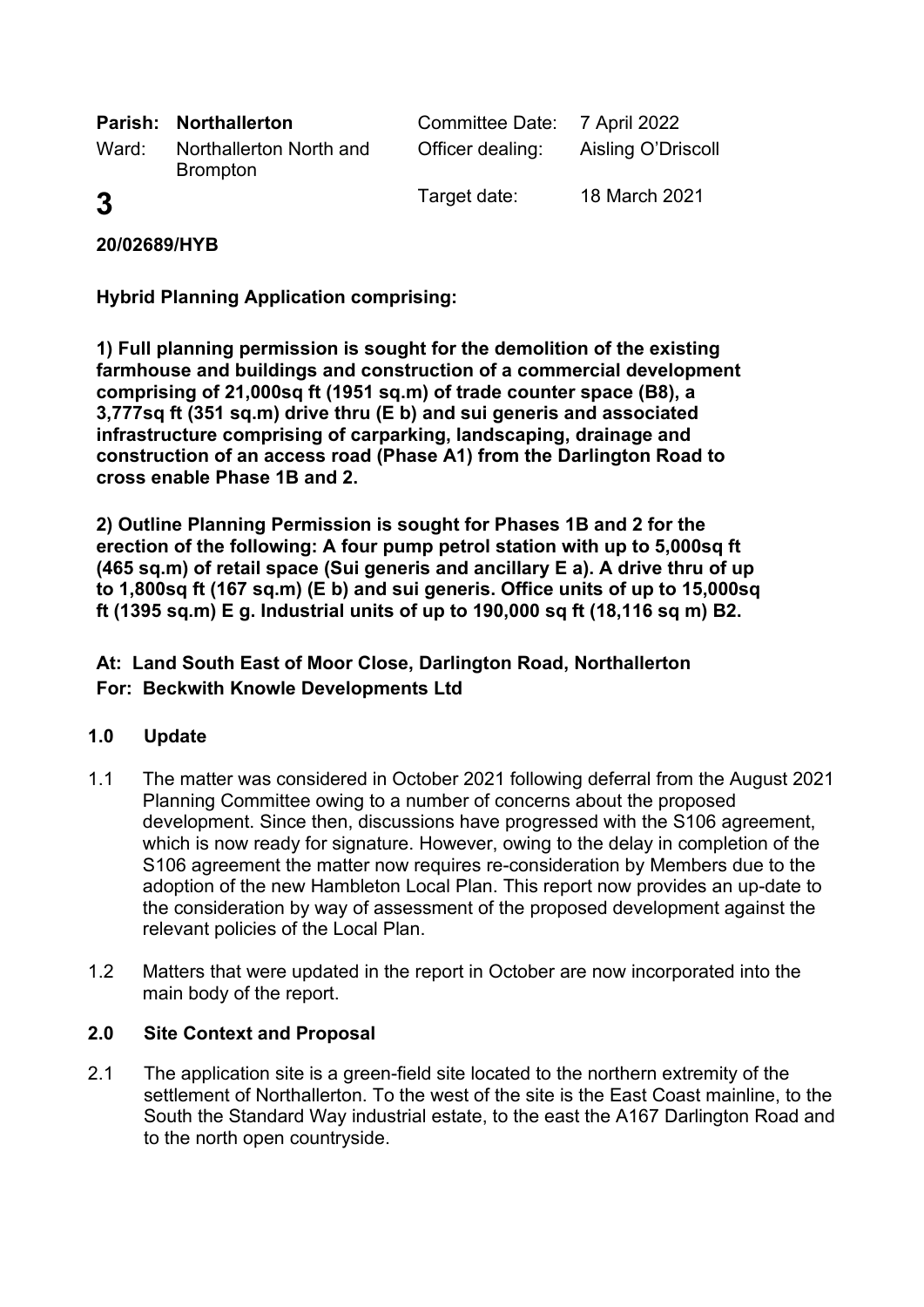| | | | |
|---|---|---|---|
| **Parish:** | **Northallerton** | Committee Date: | 7 April 2022 |
| Ward: | Northallerton North and Brompton | Officer dealing: | Aisling O'Driscoll |
| **3** | | Target date: | 18 March 2021 |

**20/02689/HYB**

**Hybrid Planning Application comprising:**

**1) Full planning permission is sought for the demolition of the existing farmhouse and buildings and construction of a commercial development comprising of 21,000sq ft (1951 sq.m) of trade counter space (B8), a 3,777sq ft (351 sq.m) drive thru (E b) and sui generis and associated infrastructure comprising of carparking, landscaping, drainage and construction of an access road (Phase A1) from the Darlington Road to cross enable Phase 1B and 2.**

**2) Outline Planning Permission is sought for Phases 1B and 2 for the erection of the following: A four pump petrol station with up to 5,000sq ft (465 sq.m) of retail space (Sui generis and ancillary E a). A drive thru of up to 1,800sq ft (167 sq.m) (E b) and sui generis. Office units of up to 15,000sq ft (1395 sq.m) E g. Industrial units of up to 190,000 sq ft (18,116 sq m) B2.**

**At: Land South East of Moor Close, Darlington Road, Northallerton**
**For: Beckwith Knowle Developments Ltd**

## 1.0 Update

1.1 The matter was considered in October 2021 following deferral from the August 2021 Planning Committee owing to a number of concerns about the proposed development. Since then, discussions have progressed with the S106 agreement, which is now ready for signature. However, owing to the delay in completion of the S106 agreement the matter now requires re-consideration by Members due to the adoption of the new Hambleton Local Plan. This report now provides an up-date to the consideration by way of assessment of the proposed development against the relevant policies of the Local Plan.

1.2 Matters that were updated in the report in October are now incorporated into the main body of the report.

## 2.0 Site Context and Proposal

2.1 The application site is a green-field site located to the northern extremity of the settlement of Northallerton. To the west of the site is the East Coast mainline, to the South the Standard Way industrial estate, to the east the A167 Darlington Road and to the north open countryside.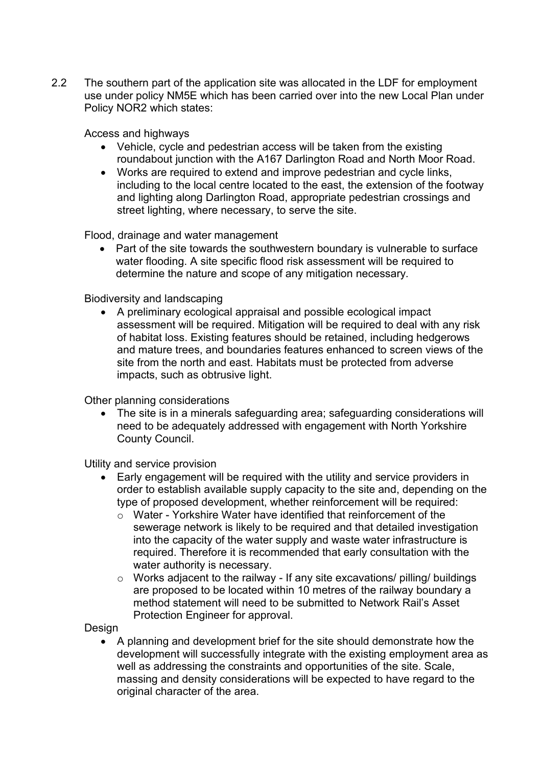2.2 The southern part of the application site was allocated in the LDF for employment use under policy NM5E which has been carried over into the new Local Plan under Policy NOR2 which states:

Access and highways

- Vehicle, cycle and pedestrian access will be taken from the existing roundabout junction with the A167 Darlington Road and North Moor Road.
- Works are required to extend and improve pedestrian and cycle links, including to the local centre located to the east, the extension of the footway and lighting along Darlington Road, appropriate pedestrian crossings and street lighting, where necessary, to serve the site.

Flood, drainage and water management

- Part of the site towards the southwestern boundary is vulnerable to surface water flooding. A site specific flood risk assessment will be required to determine the nature and scope of any mitigation necessary.

Biodiversity and landscaping

- A preliminary ecological appraisal and possible ecological impact assessment will be required. Mitigation will be required to deal with any risk of habitat loss. Existing features should be retained, including hedgerows and mature trees, and boundaries features enhanced to screen views of the site from the north and east. Habitats must be protected from adverse impacts, such as obtrusive light.

Other planning considerations

- The site is in a minerals safeguarding area; safeguarding considerations will need to be adequately addressed with engagement with North Yorkshire County Council.

Utility and service provision

- Early engagement will be required with the utility and service providers in order to establish available supply capacity to the site and, depending on the type of proposed development, whether reinforcement will be required:
  - Water - Yorkshire Water have identified that reinforcement of the sewerage network is likely to be required and that detailed investigation into the capacity of the water supply and waste water infrastructure is required. Therefore it is recommended that early consultation with the water authority is necessary.
  - Works adjacent to the railway - If any site excavations/ pilling/ buildings are proposed to be located within 10 metres of the railway boundary a method statement will need to be submitted to Network Rail's Asset Protection Engineer for approval.

Design

- A planning and development brief for the site should demonstrate how the development will successfully integrate with the existing employment area as well as addressing the constraints and opportunities of the site. Scale, massing and density considerations will be expected to have regard to the original character of the area.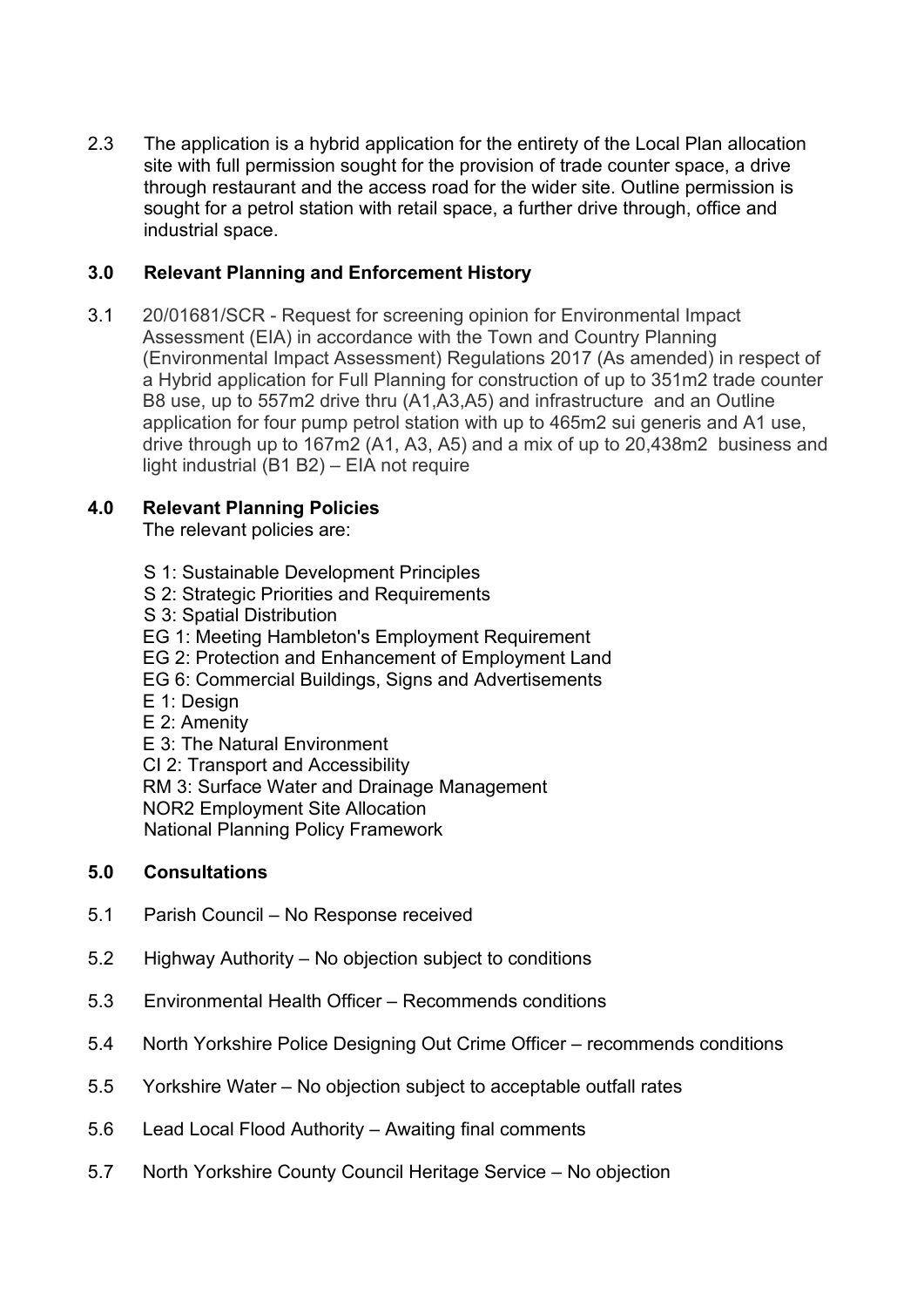2.3 The application is a hybrid application for the entirety of the Local Plan allocation site with full permission sought for the provision of trade counter space, a drive through restaurant and the access road for the wider site. Outline permission is sought for a petrol station with retail space, a further drive through, office and industrial space.

## 3.0 Relevant Planning and Enforcement History

3.1 20/01681/SCR - Request for screening opinion for Environmental Impact Assessment (EIA) in accordance with the Town and Country Planning (Environmental Impact Assessment) Regulations 2017 (As amended) in respect of a Hybrid application for Full Planning for construction of up to 351m2 trade counter B8 use, up to 557m2 drive thru (A1,A3,A5) and infrastructure and an Outline application for four pump petrol station with up to 465m2 sui generis and A1 use, drive through up to 167m2 (A1, A3, A5) and a mix of up to 20,438m2 business and light industrial (B1 B2) – EIA not require

## 4.0 Relevant Planning Policies

The relevant policies are:

- S 1: Sustainable Development Principles
- S 2: Strategic Priorities and Requirements
- S 3: Spatial Distribution
- EG 1: Meeting Hambleton's Employment Requirement
- EG 2: Protection and Enhancement of Employment Land
- EG 6: Commercial Buildings, Signs and Advertisements
- E 1: Design
- E 2: Amenity
- E 3: The Natural Environment
- CI 2: Transport and Accessibility
- RM 3: Surface Water and Drainage Management
- NOR2 Employment Site Allocation
- National Planning Policy Framework

## 5.0 Consultations

5.1 Parish Council – No Response received

5.2 Highway Authority – No objection subject to conditions

5.3 Environmental Health Officer – Recommends conditions

5.4 North Yorkshire Police Designing Out Crime Officer – recommends conditions

5.5 Yorkshire Water – No objection subject to acceptable outfall rates

5.6 Lead Local Flood Authority – Awaiting final comments

5.7 North Yorkshire County Council Heritage Service – No objection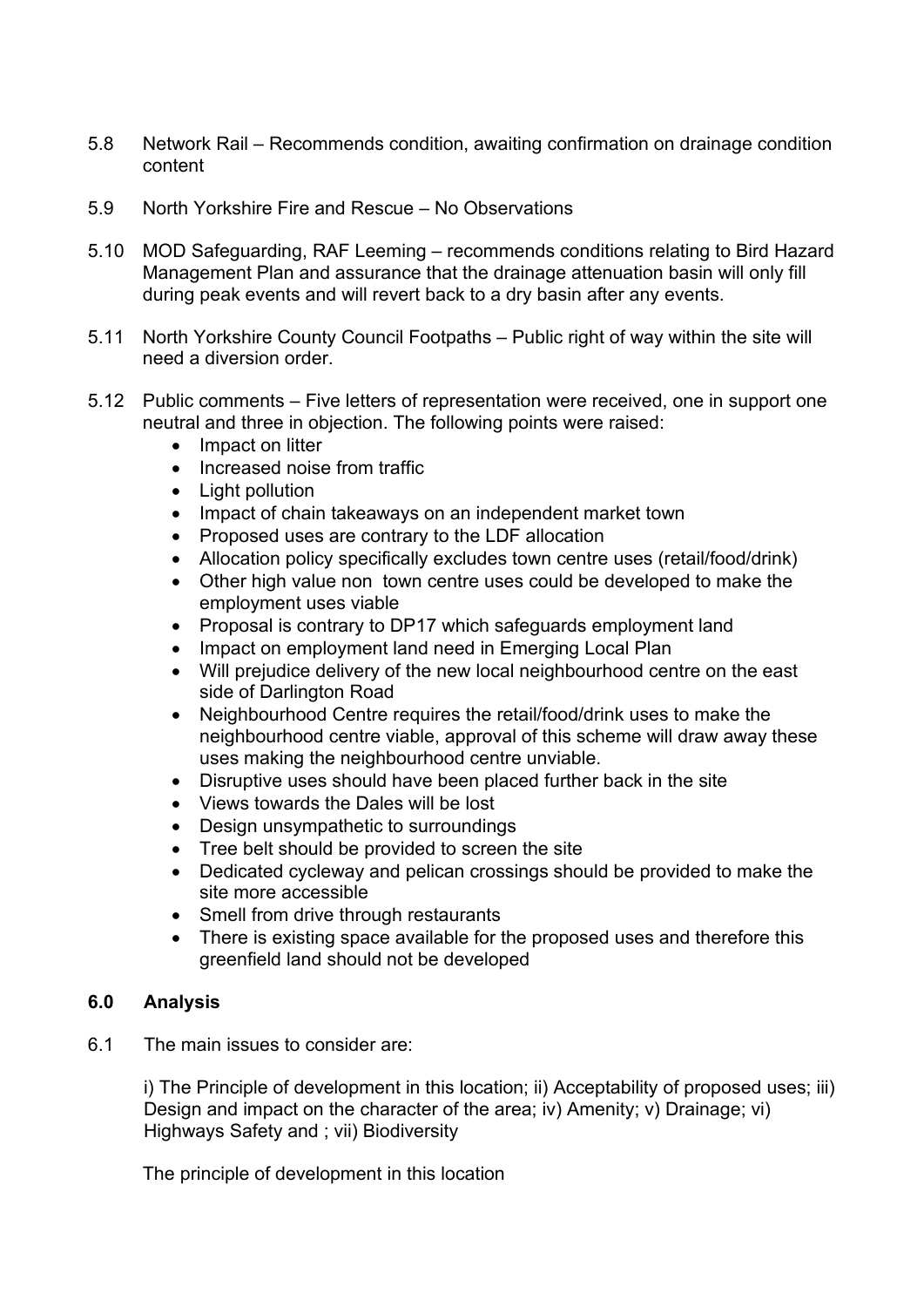5.8 Network Rail – Recommends condition, awaiting confirmation on drainage condition content

5.9 North Yorkshire Fire and Rescue – No Observations

5.10 MOD Safeguarding, RAF Leeming – recommends conditions relating to Bird Hazard Management Plan and assurance that the drainage attenuation basin will only fill during peak events and will revert back to a dry basin after any events.

5.11 North Yorkshire County Council Footpaths – Public right of way within the site will need a diversion order.

5.12 Public comments – Five letters of representation were received, one in support one neutral and three in objection. The following points were raised:

- Impact on litter
- Increased noise from traffic
- Light pollution
- Impact of chain takeaways on an independent market town
- Proposed uses are contrary to the LDF allocation
- Allocation policy specifically excludes town centre uses (retail/food/drink)
- Other high value non town centre uses could be developed to make the employment uses viable
- Proposal is contrary to DP17 which safeguards employment land
- Impact on employment land need in Emerging Local Plan
- Will prejudice delivery of the new local neighbourhood centre on the east side of Darlington Road
- Neighbourhood Centre requires the retail/food/drink uses to make the neighbourhood centre viable, approval of this scheme will draw away these uses making the neighbourhood centre unviable.
- Disruptive uses should have been placed further back in the site
- Views towards the Dales will be lost
- Design unsympathetic to surroundings
- Tree belt should be provided to screen the site
- Dedicated cycleway and pelican crossings should be provided to make the site more accessible
- Smell from drive through restaurants
- There is existing space available for the proposed uses and therefore this greenfield land should not be developed

## 6.0 Analysis

6.1 The main issues to consider are:

i) The Principle of development in this location; ii) Acceptability of proposed uses; iii) Design and impact on the character of the area; iv) Amenity; v) Drainage; vi) Highways Safety and ; vii) Biodiversity

The principle of development in this location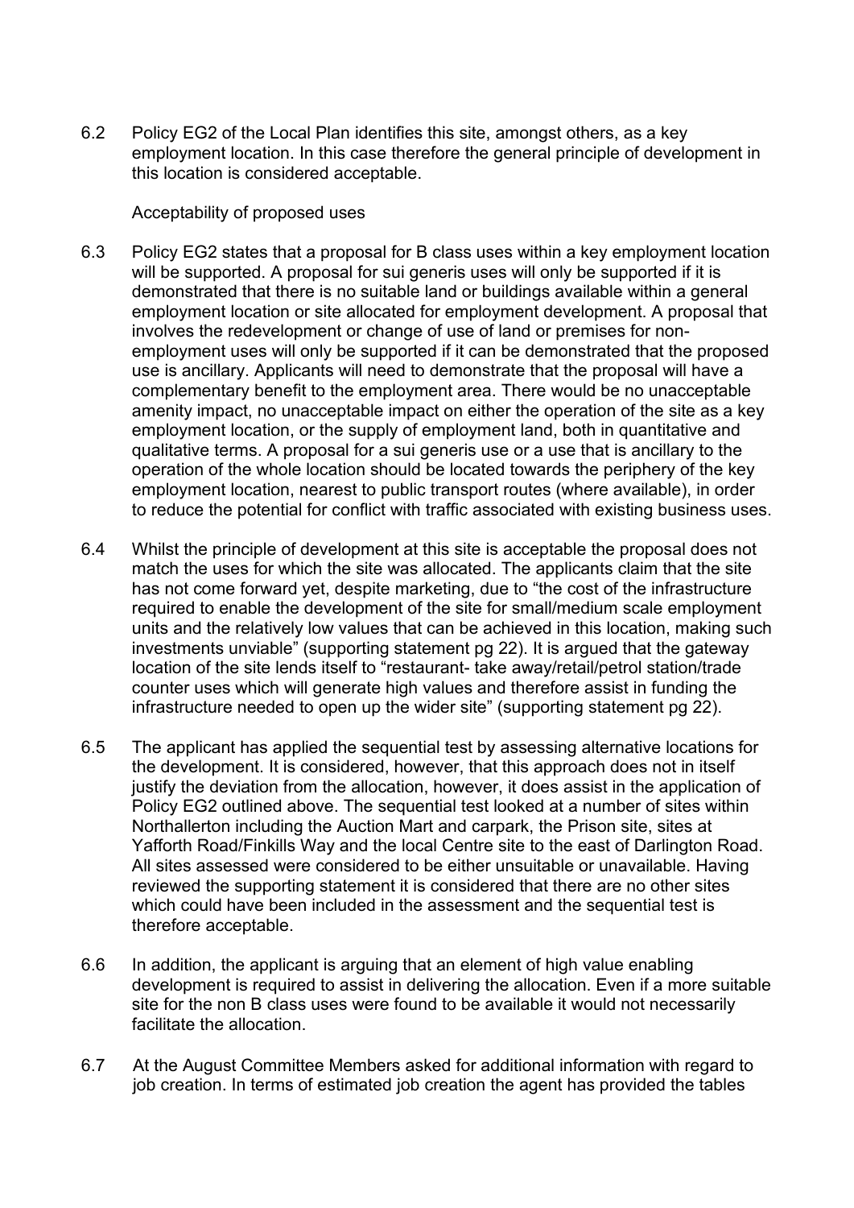6.2 Policy EG2 of the Local Plan identifies this site, amongst others, as a key employment location. In this case therefore the general principle of development in this location is considered acceptable.

Acceptability of proposed uses

6.3 Policy EG2 states that a proposal for B class uses within a key employment location will be supported. A proposal for sui generis uses will only be supported if it is demonstrated that there is no suitable land or buildings available within a general employment location or site allocated for employment development. A proposal that involves the redevelopment or change of use of land or premises for non-employment uses will only be supported if it can be demonstrated that the proposed use is ancillary. Applicants will need to demonstrate that the proposal will have a complementary benefit to the employment area. There would be no unacceptable amenity impact, no unacceptable impact on either the operation of the site as a key employment location, or the supply of employment land, both in quantitative and qualitative terms. A proposal for a sui generis use or a use that is ancillary to the operation of the whole location should be located towards the periphery of the key employment location, nearest to public transport routes (where available), in order to reduce the potential for conflict with traffic associated with existing business uses.

6.4 Whilst the principle of development at this site is acceptable the proposal does not match the uses for which the site was allocated. The applicants claim that the site has not come forward yet, despite marketing, due to "the cost of the infrastructure required to enable the development of the site for small/medium scale employment units and the relatively low values that can be achieved in this location, making such investments unviable" (supporting statement pg 22). It is argued that the gateway location of the site lends itself to "restaurant- take away/retail/petrol station/trade counter uses which will generate high values and therefore assist in funding the infrastructure needed to open up the wider site" (supporting statement pg 22).

6.5 The applicant has applied the sequential test by assessing alternative locations for the development. It is considered, however, that this approach does not in itself justify the deviation from the allocation, however, it does assist in the application of Policy EG2 outlined above. The sequential test looked at a number of sites within Northallerton including the Auction Mart and carpark, the Prison site, sites at Yafforth Road/Finkills Way and the local Centre site to the east of Darlington Road. All sites assessed were considered to be either unsuitable or unavailable. Having reviewed the supporting statement it is considered that there are no other sites which could have been included in the assessment and the sequential test is therefore acceptable.

6.6 In addition, the applicant is arguing that an element of high value enabling development is required to assist in delivering the allocation. Even if a more suitable site for the non B class uses were found to be available it would not necessarily facilitate the allocation.

6.7 At the August Committee Members asked for additional information with regard to job creation. In terms of estimated job creation the agent has provided the tables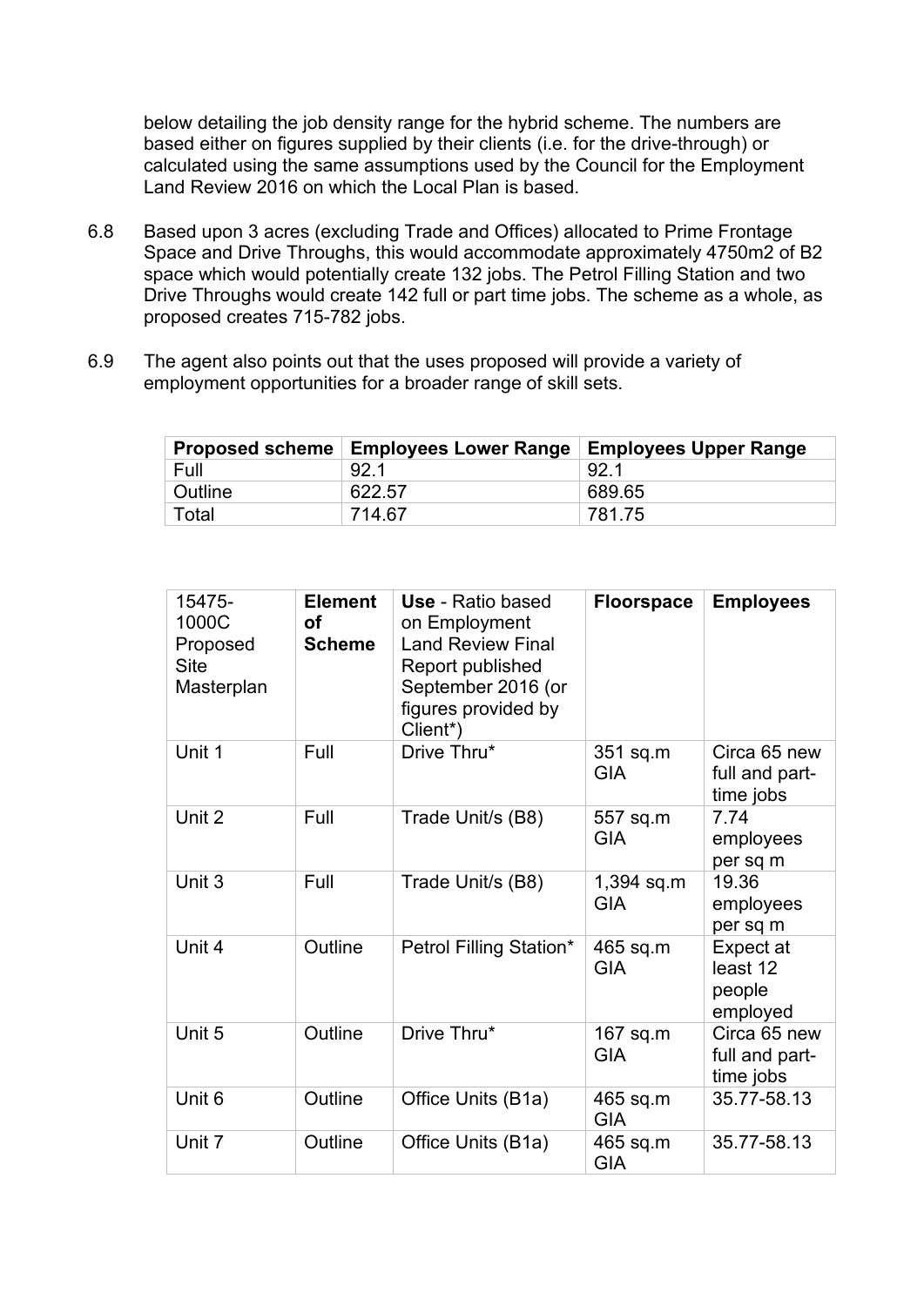below detailing the job density range for the hybrid scheme. The numbers are based either on figures supplied by their clients (i.e. for the drive-through) or calculated using the same assumptions used by the Council for the Employment Land Review 2016 on which the Local Plan is based.

6.8 Based upon 3 acres (excluding Trade and Offices) allocated to Prime Frontage Space and Drive Throughs, this would accommodate approximately 4750m2 of B2 space which would potentially create 132 jobs. The Petrol Filling Station and two Drive Throughs would create 142 full or part time jobs. The scheme as a whole, as proposed creates 715-782 jobs.

6.9 The agent also points out that the uses proposed will provide a variety of employment opportunities for a broader range of skill sets.

| Proposed scheme | Employees Lower Range | Employees Upper Range |
|---|---|---|
| Full | 92.1 | 92.1 |
| Outline | 622.57 | 689.65 |
| Total | 714.67 | 781.75 |

| 15475-1000C Proposed Site Masterplan | Element of Scheme | Use - Ratio based on Employment Land Review Final Report published September 2016 (or figures provided by Client*) | Floorspace | Employees |
|---|---|---|---|---|
| Unit 1 | Full | Drive Thru* | 351 sq.m GIA | Circa 65 new full and part-time jobs |
| Unit 2 | Full | Trade Unit/s (B8) | 557 sq.m GIA | 7.74 employees per sq m |
| Unit 3 | Full | Trade Unit/s (B8) | 1,394 sq.m GIA | 19.36 employees per sq m |
| Unit 4 | Outline | Petrol Filling Station* | 465 sq.m GIA | Expect at least 12 people employed |
| Unit 5 | Outline | Drive Thru* | 167 sq.m GIA | Circa 65 new full and part-time jobs |
| Unit 6 | Outline | Office Units (B1a) | 465 sq.m GIA | 35.77-58.13 |
| Unit 7 | Outline | Office Units (B1a) | 465 sq.m GIA | 35.77-58.13 |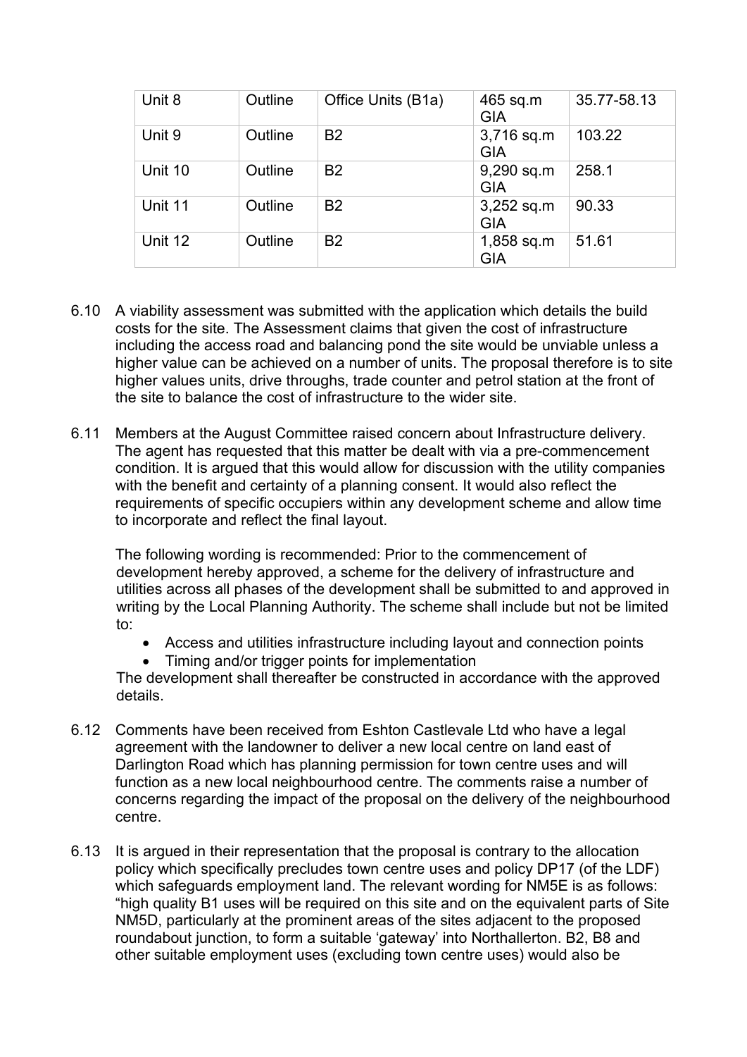| Unit 8 | Outline | Office Units (B1a) | 465 sq.m GIA | 35.77-58.13 |
|---|---|---|---|---|
| Unit 9 | Outline | B2 | 3,716 sq.m GIA | 103.22 |
| Unit 10 | Outline | B2 | 9,290 sq.m GIA | 258.1 |
| Unit 11 | Outline | B2 | 3,252 sq.m GIA | 90.33 |
| Unit 12 | Outline | B2 | 1,858 sq.m GIA | 51.61 |

6.10 A viability assessment was submitted with the application which details the build costs for the site. The Assessment claims that given the cost of infrastructure including the access road and balancing pond the site would be unviable unless a higher value can be achieved on a number of units. The proposal therefore is to site higher values units, drive throughs, trade counter and petrol station at the front of the site to balance the cost of infrastructure to the wider site.

6.11 Members at the August Committee raised concern about Infrastructure delivery. The agent has requested that this matter be dealt with via a pre-commencement condition. It is argued that this would allow for discussion with the utility companies with the benefit and certainty of a planning consent. It would also reflect the requirements of specific occupiers within any development scheme and allow time to incorporate and reflect the final layout.

The following wording is recommended: Prior to the commencement of development hereby approved, a scheme for the delivery of infrastructure and utilities across all phases of the development shall be submitted to and approved in writing by the Local Planning Authority. The scheme shall include but not be limited to:

- Access and utilities infrastructure including layout and connection points
- Timing and/or trigger points for implementation

The development shall thereafter be constructed in accordance with the approved details.

6.12 Comments have been received from Eshton Castlevale Ltd who have a legal agreement with the landowner to deliver a new local centre on land east of Darlington Road which has planning permission for town centre uses and will function as a new local neighbourhood centre. The comments raise a number of concerns regarding the impact of the proposal on the delivery of the neighbourhood centre.

6.13 It is argued in their representation that the proposal is contrary to the allocation policy which specifically precludes town centre uses and policy DP17 (of the LDF) which safeguards employment land. The relevant wording for NM5E is as follows: "high quality B1 uses will be required on this site and on the equivalent parts of Site NM5D, particularly at the prominent areas of the sites adjacent to the proposed roundabout junction, to form a suitable 'gateway' into Northallerton. B2, B8 and other suitable employment uses (excluding town centre uses) would also be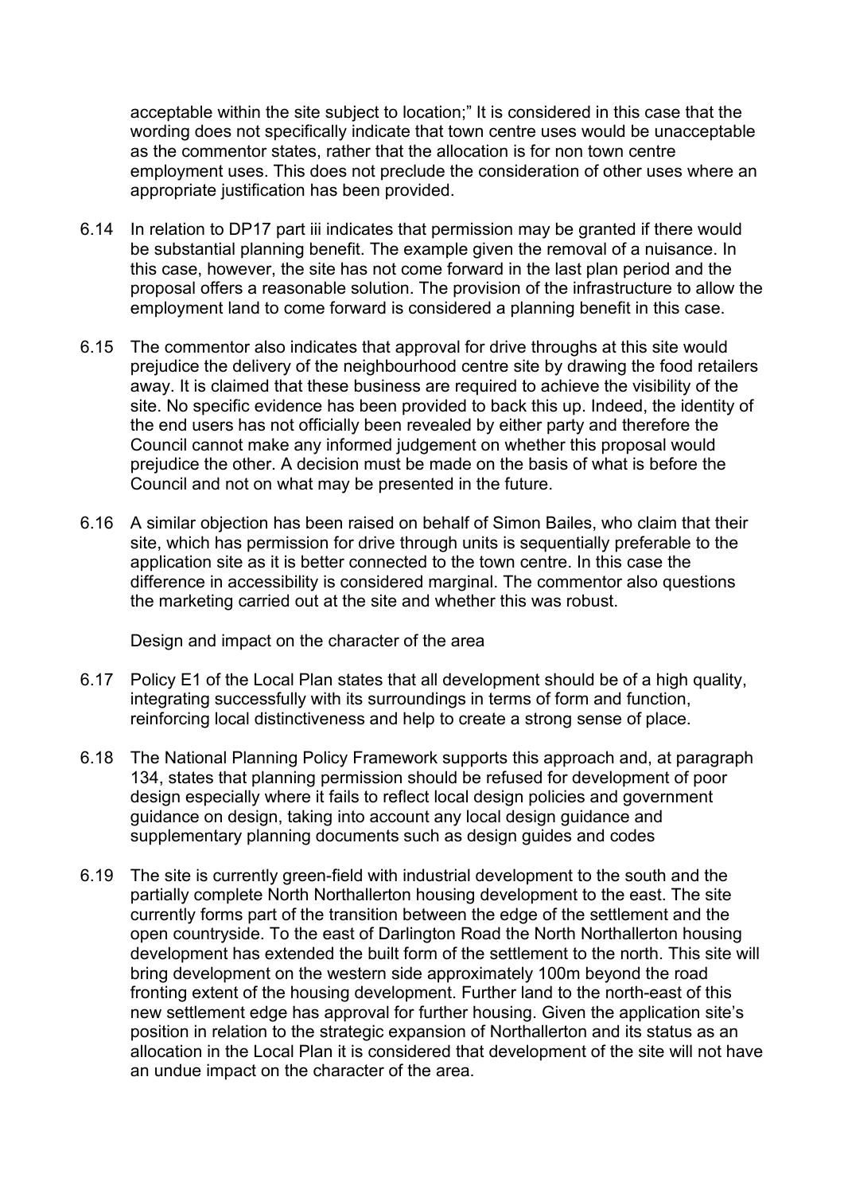acceptable within the site subject to location;" It is considered in this case that the wording does not specifically indicate that town centre uses would be unacceptable as the commentor states, rather that the allocation is for non town centre employment uses. This does not preclude the consideration of other uses where an appropriate justification has been provided.

6.14 In relation to DP17 part iii indicates that permission may be granted if there would be substantial planning benefit. The example given the removal of a nuisance. In this case, however, the site has not come forward in the last plan period and the proposal offers a reasonable solution. The provision of the infrastructure to allow the employment land to come forward is considered a planning benefit in this case.

6.15 The commentor also indicates that approval for drive throughs at this site would prejudice the delivery of the neighbourhood centre site by drawing the food retailers away. It is claimed that these business are required to achieve the visibility of the site. No specific evidence has been provided to back this up. Indeed, the identity of the end users has not officially been revealed by either party and therefore the Council cannot make any informed judgement on whether this proposal would prejudice the other. A decision must be made on the basis of what is before the Council and not on what may be presented in the future.

6.16 A similar objection has been raised on behalf of Simon Bailes, who claim that their site, which has permission for drive through units is sequentially preferable to the application site as it is better connected to the town centre. In this case the difference in accessibility is considered marginal. The commentor also questions the marketing carried out at the site and whether this was robust.

Design and impact on the character of the area

6.17 Policy E1 of the Local Plan states that all development should be of a high quality, integrating successfully with its surroundings in terms of form and function, reinforcing local distinctiveness and help to create a strong sense of place.

6.18 The National Planning Policy Framework supports this approach and, at paragraph 134, states that planning permission should be refused for development of poor design especially where it fails to reflect local design policies and government guidance on design, taking into account any local design guidance and supplementary planning documents such as design guides and codes

6.19 The site is currently green-field with industrial development to the south and the partially complete North Northallerton housing development to the east. The site currently forms part of the transition between the edge of the settlement and the open countryside. To the east of Darlington Road the North Northallerton housing development has extended the built form of the settlement to the north. This site will bring development on the western side approximately 100m beyond the road fronting extent of the housing development. Further land to the north-east of this new settlement edge has approval for further housing. Given the application site's position in relation to the strategic expansion of Northallerton and its status as an allocation in the Local Plan it is considered that development of the site will not have an undue impact on the character of the area.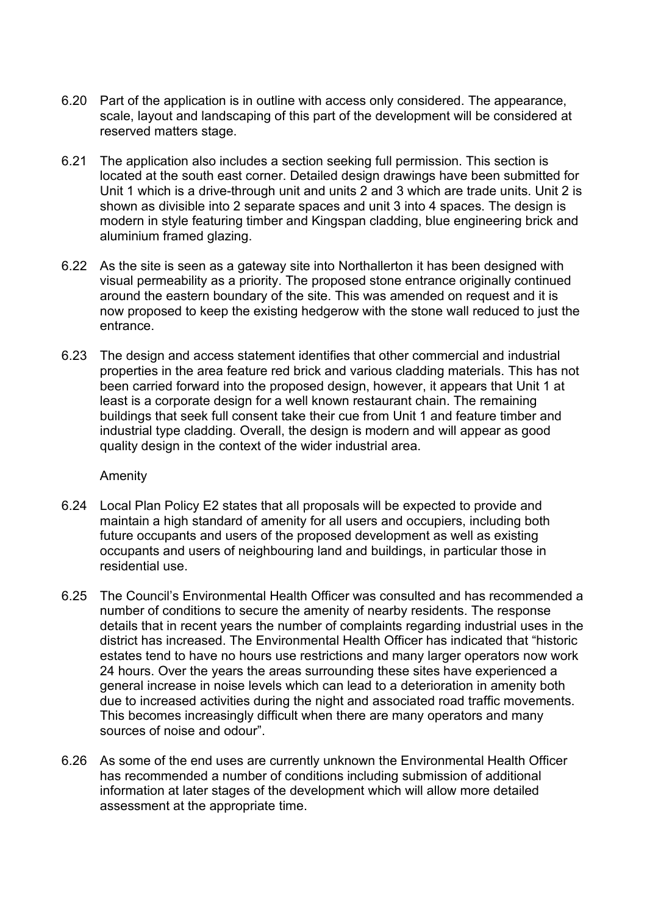6.20 Part of the application is in outline with access only considered. The appearance, scale, layout and landscaping of this part of the development will be considered at reserved matters stage.

6.21 The application also includes a section seeking full permission. This section is located at the south east corner. Detailed design drawings have been submitted for Unit 1 which is a drive-through unit and units 2 and 3 which are trade units. Unit 2 is shown as divisible into 2 separate spaces and unit 3 into 4 spaces. The design is modern in style featuring timber and Kingspan cladding, blue engineering brick and aluminium framed glazing.

6.22 As the site is seen as a gateway site into Northallerton it has been designed with visual permeability as a priority. The proposed stone entrance originally continued around the eastern boundary of the site. This was amended on request and it is now proposed to keep the existing hedgerow with the stone wall reduced to just the entrance.

6.23 The design and access statement identifies that other commercial and industrial properties in the area feature red brick and various cladding materials. This has not been carried forward into the proposed design, however, it appears that Unit 1 at least is a corporate design for a well known restaurant chain. The remaining buildings that seek full consent take their cue from Unit 1 and feature timber and industrial type cladding. Overall, the design is modern and will appear as good quality design in the context of the wider industrial area.

Amenity

6.24 Local Plan Policy E2 states that all proposals will be expected to provide and maintain a high standard of amenity for all users and occupiers, including both future occupants and users of the proposed development as well as existing occupants and users of neighbouring land and buildings, in particular those in residential use.

6.25 The Council's Environmental Health Officer was consulted and has recommended a number of conditions to secure the amenity of nearby residents. The response details that in recent years the number of complaints regarding industrial uses in the district has increased. The Environmental Health Officer has indicated that "historic estates tend to have no hours use restrictions and many larger operators now work 24 hours. Over the years the areas surrounding these sites have experienced a general increase in noise levels which can lead to a deterioration in amenity both due to increased activities during the night and associated road traffic movements. This becomes increasingly difficult when there are many operators and many sources of noise and odour".

6.26 As some of the end uses are currently unknown the Environmental Health Officer has recommended a number of conditions including submission of additional information at later stages of the development which will allow more detailed assessment at the appropriate time.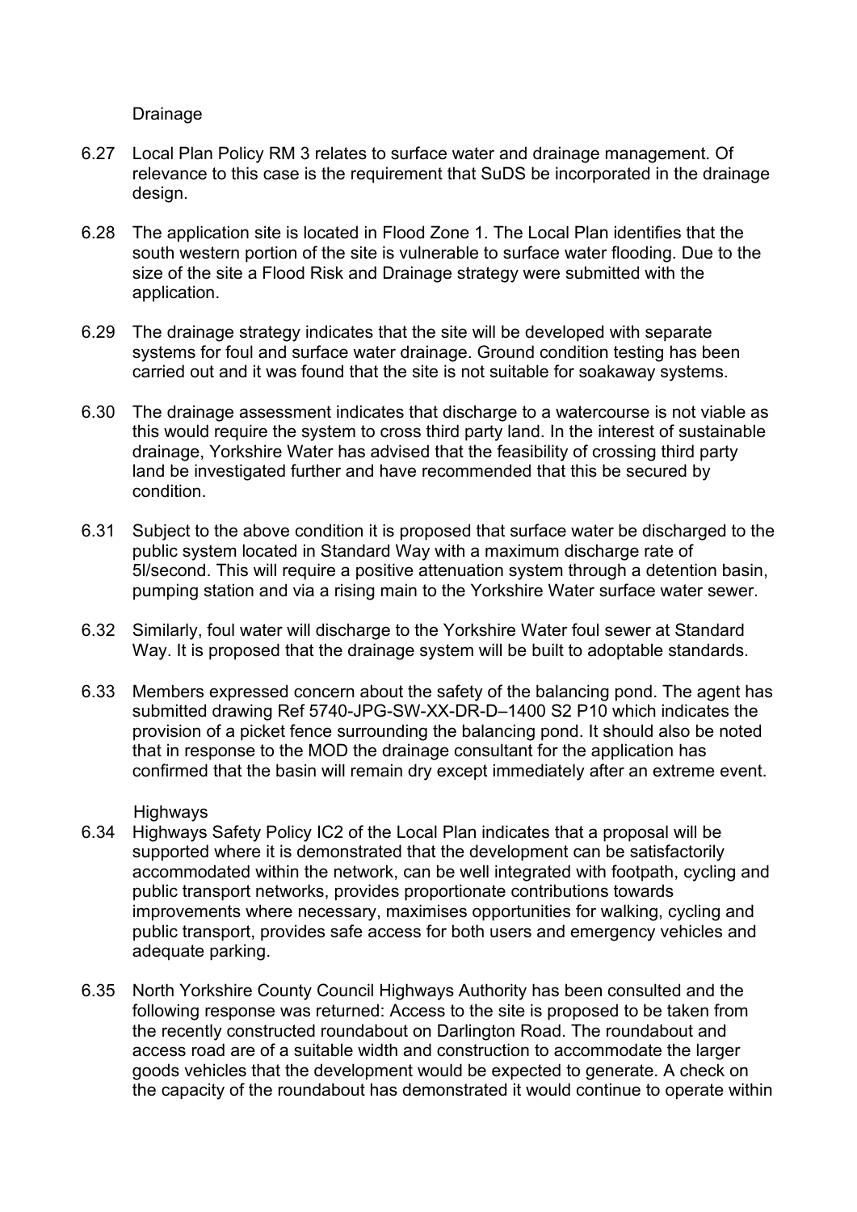### Drainage

6.27 Local Plan Policy RM 3 relates to surface water and drainage management. Of relevance to this case is the requirement that SuDS be incorporated in the drainage design.

6.28 The application site is located in Flood Zone 1. The Local Plan identifies that the south western portion of the site is vulnerable to surface water flooding. Due to the size of the site a Flood Risk and Drainage strategy were submitted with the application.

6.29 The drainage strategy indicates that the site will be developed with separate systems for foul and surface water drainage. Ground condition testing has been carried out and it was found that the site is not suitable for soakaway systems.

6.30 The drainage assessment indicates that discharge to a watercourse is not viable as this would require the system to cross third party land. In the interest of sustainable drainage, Yorkshire Water has advised that the feasibility of crossing third party land be investigated further and have recommended that this be secured by condition.

6.31 Subject to the above condition it is proposed that surface water be discharged to the public system located in Standard Way with a maximum discharge rate of 5l/second. This will require a positive attenuation system through a detention basin, pumping station and via a rising main to the Yorkshire Water surface water sewer.

6.32 Similarly, foul water will discharge to the Yorkshire Water foul sewer at Standard Way. It is proposed that the drainage system will be built to adoptable standards.

6.33 Members expressed concern about the safety of the balancing pond. The agent has submitted drawing Ref 5740-JPG-SW-XX-DR-D–1400 S2 P10 which indicates the provision of a picket fence surrounding the balancing pond. It should also be noted that in response to the MOD the drainage consultant for the application has confirmed that the basin will remain dry except immediately after an extreme event.

### Highways

6.34 Highways Safety Policy IC2 of the Local Plan indicates that a proposal will be supported where it is demonstrated that the development can be satisfactorily accommodated within the network, can be well integrated with footpath, cycling and public transport networks, provides proportionate contributions towards improvements where necessary, maximises opportunities for walking, cycling and public transport, provides safe access for both users and emergency vehicles and adequate parking.

6.35 North Yorkshire County Council Highways Authority has been consulted and the following response was returned: Access to the site is proposed to be taken from the recently constructed roundabout on Darlington Road. The roundabout and access road are of a suitable width and construction to accommodate the larger goods vehicles that the development would be expected to generate. A check on the capacity of the roundabout has demonstrated it would continue to operate within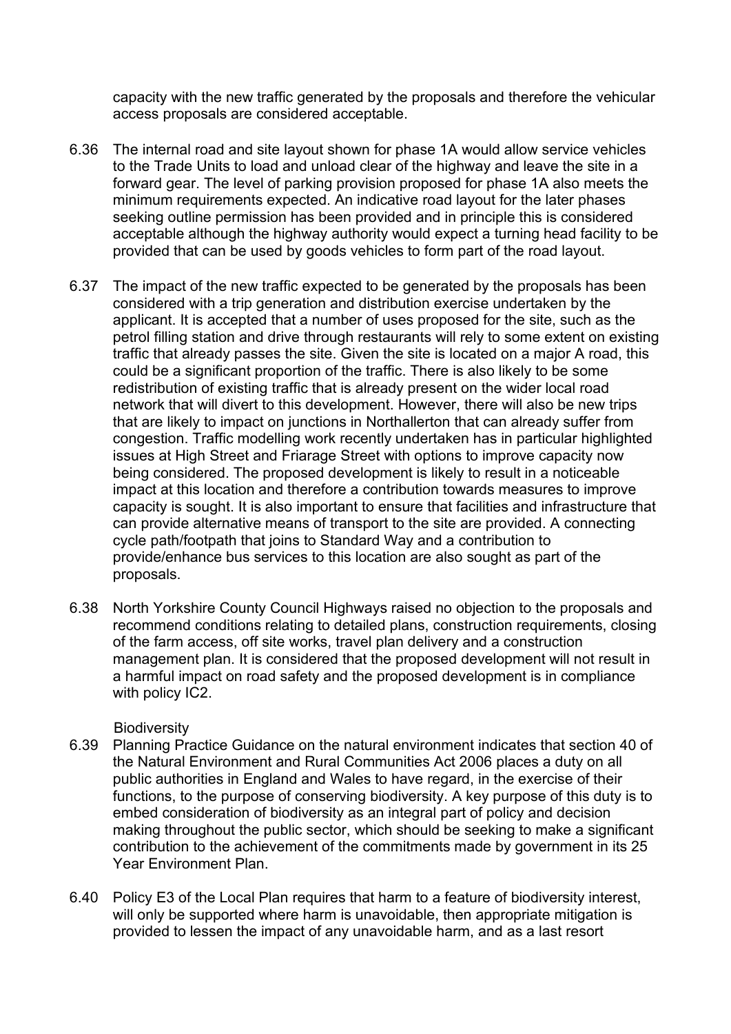capacity with the new traffic generated by the proposals and therefore the vehicular access proposals are considered acceptable.

6.36 The internal road and site layout shown for phase 1A would allow service vehicles to the Trade Units to load and unload clear of the highway and leave the site in a forward gear. The level of parking provision proposed for phase 1A also meets the minimum requirements expected. An indicative road layout for the later phases seeking outline permission has been provided and in principle this is considered acceptable although the highway authority would expect a turning head facility to be provided that can be used by goods vehicles to form part of the road layout.

6.37 The impact of the new traffic expected to be generated by the proposals has been considered with a trip generation and distribution exercise undertaken by the applicant. It is accepted that a number of uses proposed for the site, such as the petrol filling station and drive through restaurants will rely to some extent on existing traffic that already passes the site. Given the site is located on a major A road, this could be a significant proportion of the traffic. There is also likely to be some redistribution of existing traffic that is already present on the wider local road network that will divert to this development. However, there will also be new trips that are likely to impact on junctions in Northallerton that can already suffer from congestion. Traffic modelling work recently undertaken has in particular highlighted issues at High Street and Friarage Street with options to improve capacity now being considered. The proposed development is likely to result in a noticeable impact at this location and therefore a contribution towards measures to improve capacity is sought. It is also important to ensure that facilities and infrastructure that can provide alternative means of transport to the site are provided. A connecting cycle path/footpath that joins to Standard Way and a contribution to provide/enhance bus services to this location are also sought as part of the proposals.

6.38 North Yorkshire County Council Highways raised no objection to the proposals and recommend conditions relating to detailed plans, construction requirements, closing of the farm access, off site works, travel plan delivery and a construction management plan. It is considered that the proposed development will not result in a harmful impact on road safety and the proposed development is in compliance with policy IC2.

Biodiversity

6.39 Planning Practice Guidance on the natural environment indicates that section 40 of the Natural Environment and Rural Communities Act 2006 places a duty on all public authorities in England and Wales to have regard, in the exercise of their functions, to the purpose of conserving biodiversity. A key purpose of this duty is to embed consideration of biodiversity as an integral part of policy and decision making throughout the public sector, which should be seeking to make a significant contribution to the achievement of the commitments made by government in its 25 Year Environment Plan.

6.40 Policy E3 of the Local Plan requires that harm to a feature of biodiversity interest, will only be supported where harm is unavoidable, then appropriate mitigation is provided to lessen the impact of any unavoidable harm, and as a last resort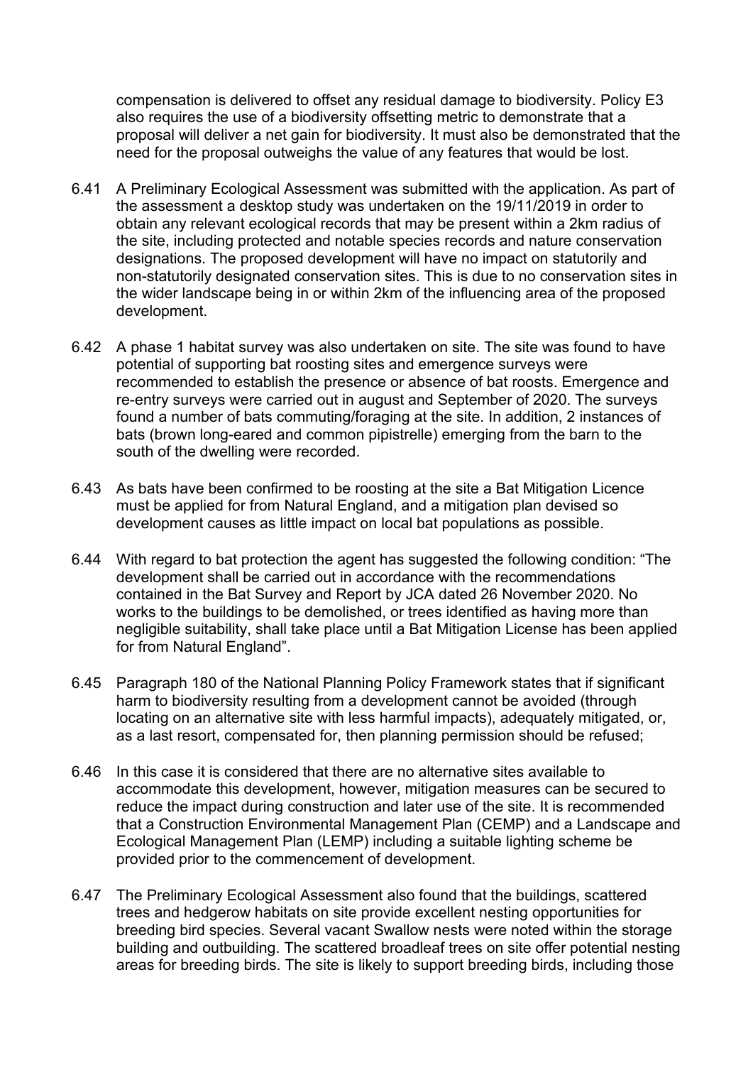compensation is delivered to offset any residual damage to biodiversity. Policy E3 also requires the use of a biodiversity offsetting metric to demonstrate that a proposal will deliver a net gain for biodiversity. It must also be demonstrated that the need for the proposal outweighs the value of any features that would be lost.

6.41 A Preliminary Ecological Assessment was submitted with the application. As part of the assessment a desktop study was undertaken on the 19/11/2019 in order to obtain any relevant ecological records that may be present within a 2km radius of the site, including protected and notable species records and nature conservation designations. The proposed development will have no impact on statutorily and non-statutorily designated conservation sites. This is due to no conservation sites in the wider landscape being in or within 2km of the influencing area of the proposed development.

6.42 A phase 1 habitat survey was also undertaken on site. The site was found to have potential of supporting bat roosting sites and emergence surveys were recommended to establish the presence or absence of bat roosts. Emergence and re-entry surveys were carried out in august and September of 2020. The surveys found a number of bats commuting/foraging at the site. In addition, 2 instances of bats (brown long-eared and common pipistrelle) emerging from the barn to the south of the dwelling were recorded.

6.43 As bats have been confirmed to be roosting at the site a Bat Mitigation Licence must be applied for from Natural England, and a mitigation plan devised so development causes as little impact on local bat populations as possible.

6.44 With regard to bat protection the agent has suggested the following condition: "The development shall be carried out in accordance with the recommendations contained in the Bat Survey and Report by JCA dated 26 November 2020. No works to the buildings to be demolished, or trees identified as having more than negligible suitability, shall take place until a Bat Mitigation License has been applied for from Natural England".

6.45 Paragraph 180 of the National Planning Policy Framework states that if significant harm to biodiversity resulting from a development cannot be avoided (through locating on an alternative site with less harmful impacts), adequately mitigated, or, as a last resort, compensated for, then planning permission should be refused;

6.46 In this case it is considered that there are no alternative sites available to accommodate this development, however, mitigation measures can be secured to reduce the impact during construction and later use of the site. It is recommended that a Construction Environmental Management Plan (CEMP) and a Landscape and Ecological Management Plan (LEMP) including a suitable lighting scheme be provided prior to the commencement of development.

6.47 The Preliminary Ecological Assessment also found that the buildings, scattered trees and hedgerow habitats on site provide excellent nesting opportunities for breeding bird species. Several vacant Swallow nests were noted within the storage building and outbuilding. The scattered broadleaf trees on site offer potential nesting areas for breeding birds. The site is likely to support breeding birds, including those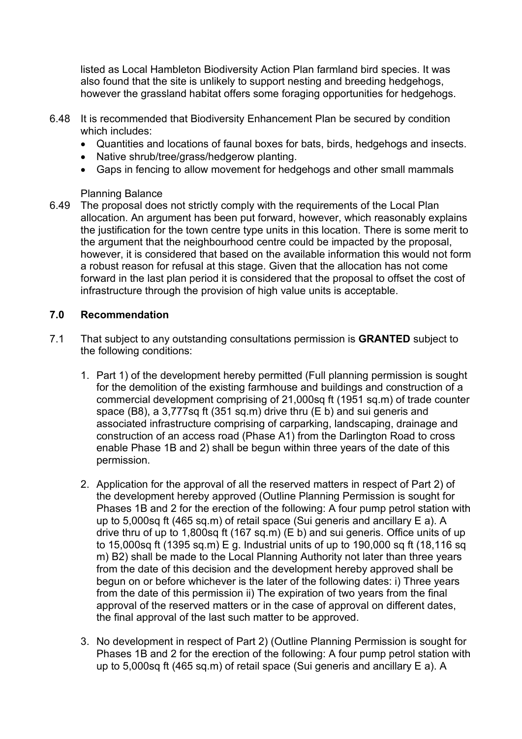listed as Local Hambleton Biodiversity Action Plan farmland bird species. It was also found that the site is unlikely to support nesting and breeding hedgehogs, however the grassland habitat offers some foraging opportunities for hedgehogs.

6.48 It is recommended that Biodiversity Enhancement Plan be secured by condition which includes:

- Quantities and locations of faunal boxes for bats, birds, hedgehogs and insects.
- Native shrub/tree/grass/hedgerow planting.
- Gaps in fencing to allow movement for hedgehogs and other small mammals

Planning Balance

6.49 The proposal does not strictly comply with the requirements of the Local Plan allocation. An argument has been put forward, however, which reasonably explains the justification for the town centre type units in this location. There is some merit to the argument that the neighbourhood centre could be impacted by the proposal, however, it is considered that based on the available information this would not form a robust reason for refusal at this stage. Given that the allocation has not come forward in the last plan period it is considered that the proposal to offset the cost of infrastructure through the provision of high value units is acceptable.

## 7.0 Recommendation

7.1 That subject to any outstanding consultations permission is **GRANTED** subject to the following conditions:

1. Part 1) of the development hereby permitted (Full planning permission is sought for the demolition of the existing farmhouse and buildings and construction of a commercial development comprising of 21,000sq ft (1951 sq.m) of trade counter space (B8), a 3,777sq ft (351 sq.m) drive thru (E b) and sui generis and associated infrastructure comprising of carparking, landscaping, drainage and construction of an access road (Phase A1) from the Darlington Road to cross enable Phase 1B and 2) shall be begun within three years of the date of this permission.

2. Application for the approval of all the reserved matters in respect of Part 2) of the development hereby approved (Outline Planning Permission is sought for Phases 1B and 2 for the erection of the following: A four pump petrol station with up to 5,000sq ft (465 sq.m) of retail space (Sui generis and ancillary E a). A drive thru of up to 1,800sq ft (167 sq.m) (E b) and sui generis. Office units of up to 15,000sq ft (1395 sq.m) E g. Industrial units of up to 190,000 sq ft (18,116 sq m) B2) shall be made to the Local Planning Authority not later than three years from the date of this decision and the development hereby approved shall be begun on or before whichever is the later of the following dates: i) Three years from the date of this permission ii) The expiration of two years from the final approval of the reserved matters or in the case of approval on different dates, the final approval of the last such matter to be approved.

3. No development in respect of Part 2) (Outline Planning Permission is sought for Phases 1B and 2 for the erection of the following: A four pump petrol station with up to 5,000sq ft (465 sq.m) of retail space (Sui generis and ancillary E a). A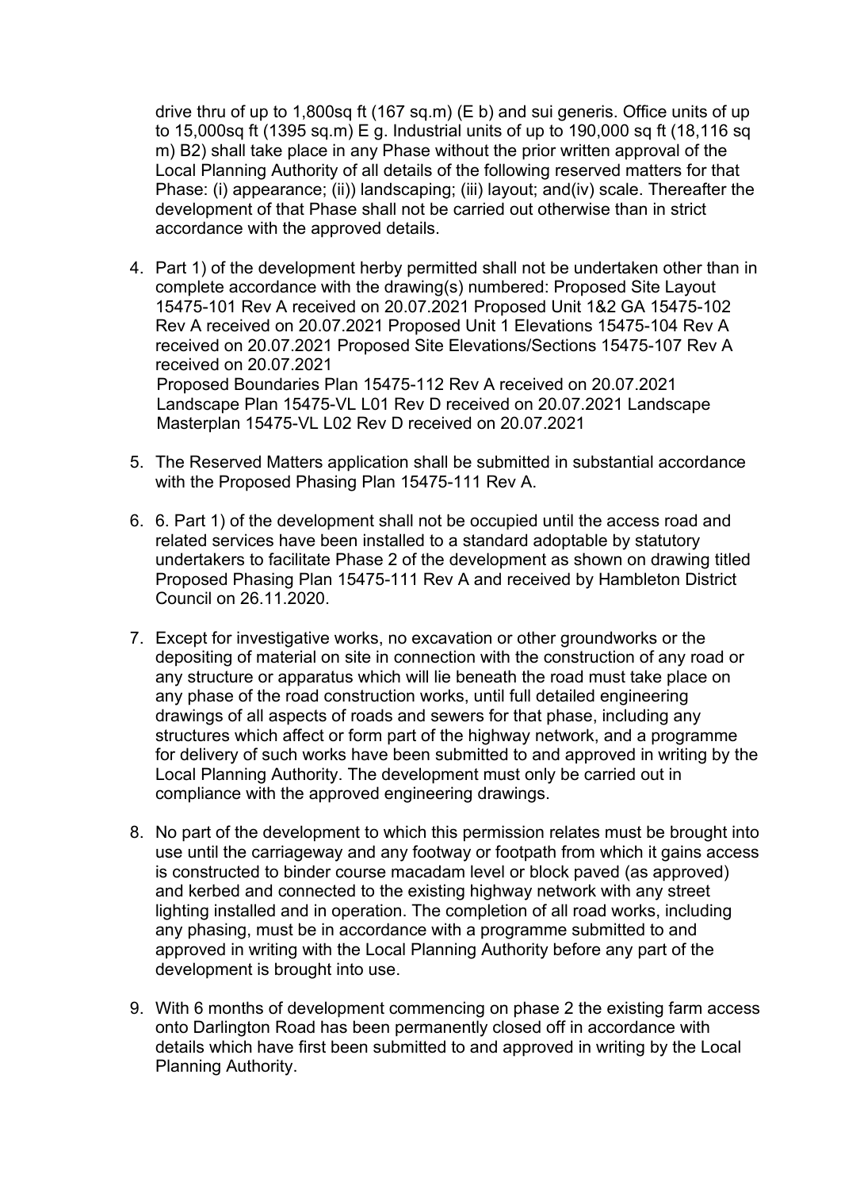drive thru of up to 1,800sq ft (167 sq.m) (E b) and sui generis. Office units of up to 15,000sq ft (1395 sq.m) E g. Industrial units of up to 190,000 sq ft (18,116 sq m) B2) shall take place in any Phase without the prior written approval of the Local Planning Authority of all details of the following reserved matters for that Phase: (i) appearance; (ii)) landscaping; (iii) layout; and(iv) scale. Thereafter the development of that Phase shall not be carried out otherwise than in strict accordance with the approved details.

4. Part 1) of the development herby permitted shall not be undertaken other than in complete accordance with the drawing(s) numbered: Proposed Site Layout 15475-101 Rev A received on 20.07.2021 Proposed Unit 1&2 GA 15475-102 Rev A received on 20.07.2021 Proposed Unit 1 Elevations 15475-104 Rev A received on 20.07.2021 Proposed Site Elevations/Sections 15475-107 Rev A received on 20.07.2021
   Proposed Boundaries Plan 15475-112 Rev A received on 20.07.2021 Landscape Plan 15475-VL L01 Rev D received on 20.07.2021 Landscape Masterplan 15475-VL L02 Rev D received on 20.07.2021

5. The Reserved Matters application shall be submitted in substantial accordance with the Proposed Phasing Plan 15475-111 Rev A.

6. 6. Part 1) of the development shall not be occupied until the access road and related services have been installed to a standard adoptable by statutory undertakers to facilitate Phase 2 of the development as shown on drawing titled Proposed Phasing Plan 15475-111 Rev A and received by Hambleton District Council on 26.11.2020.

7. Except for investigative works, no excavation or other groundworks or the depositing of material on site in connection with the construction of any road or any structure or apparatus which will lie beneath the road must take place on any phase of the road construction works, until full detailed engineering drawings of all aspects of roads and sewers for that phase, including any structures which affect or form part of the highway network, and a programme for delivery of such works have been submitted to and approved in writing by the Local Planning Authority. The development must only be carried out in compliance with the approved engineering drawings.

8. No part of the development to which this permission relates must be brought into use until the carriageway and any footway or footpath from which it gains access is constructed to binder course macadam level or block paved (as approved) and kerbed and connected to the existing highway network with any street lighting installed and in operation. The completion of all road works, including any phasing, must be in accordance with a programme submitted to and approved in writing with the Local Planning Authority before any part of the development is brought into use.

9. With 6 months of development commencing on phase 2 the existing farm access onto Darlington Road has been permanently closed off in accordance with details which have first been submitted to and approved in writing by the Local Planning Authority.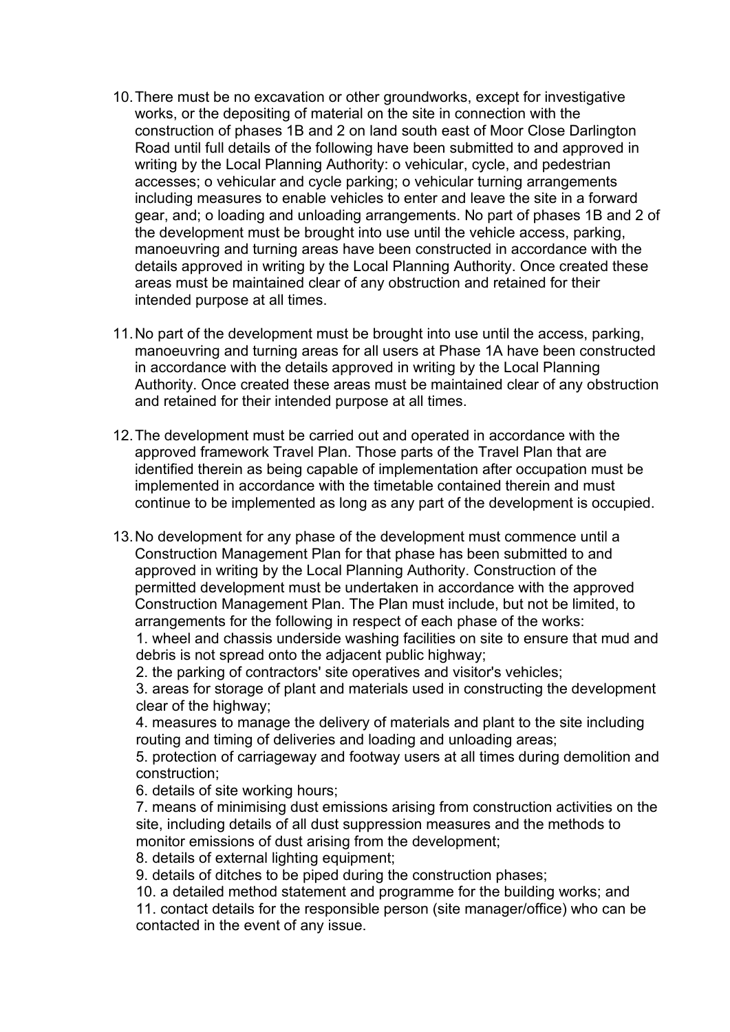10. There must be no excavation or other groundworks, except for investigative works, or the depositing of material on the site in connection with the construction of phases 1B and 2 on land south east of Moor Close Darlington Road until full details of the following have been submitted to and approved in writing by the Local Planning Authority: o vehicular, cycle, and pedestrian accesses; o vehicular and cycle parking; o vehicular turning arrangements including measures to enable vehicles to enter and leave the site in a forward gear, and; o loading and unloading arrangements. No part of phases 1B and 2 of the development must be brought into use until the vehicle access, parking, manoeuvring and turning areas have been constructed in accordance with the details approved in writing by the Local Planning Authority. Once created these areas must be maintained clear of any obstruction and retained for their intended purpose at all times.

11. No part of the development must be brought into use until the access, parking, manoeuvring and turning areas for all users at Phase 1A have been constructed in accordance with the details approved in writing by the Local Planning Authority. Once created these areas must be maintained clear of any obstruction and retained for their intended purpose at all times.

12. The development must be carried out and operated in accordance with the approved framework Travel Plan. Those parts of the Travel Plan that are identified therein as being capable of implementation after occupation must be implemented in accordance with the timetable contained therein and must continue to be implemented as long as any part of the development is occupied.

13. No development for any phase of the development must commence until a Construction Management Plan for that phase has been submitted to and approved in writing by the Local Planning Authority. Construction of the permitted development must be undertaken in accordance with the approved Construction Management Plan. The Plan must include, but not be limited, to arrangements for the following in respect of each phase of the works:
    1. wheel and chassis underside washing facilities on site to ensure that mud and debris is not spread onto the adjacent public highway;
    2. the parking of contractors' site operatives and visitor's vehicles;
    3. areas for storage of plant and materials used in constructing the development clear of the highway;
    4. measures to manage the delivery of materials and plant to the site including routing and timing of deliveries and loading and unloading areas;
    5. protection of carriageway and footway users at all times during demolition and construction;
    6. details of site working hours;
    7. means of minimising dust emissions arising from construction activities on the site, including details of all dust suppression measures and the methods to monitor emissions of dust arising from the development;
    8. details of external lighting equipment;
    9. details of ditches to be piped during the construction phases;
    10. a detailed method statement and programme for the building works; and
    11. contact details for the responsible person (site manager/office) who can be contacted in the event of any issue.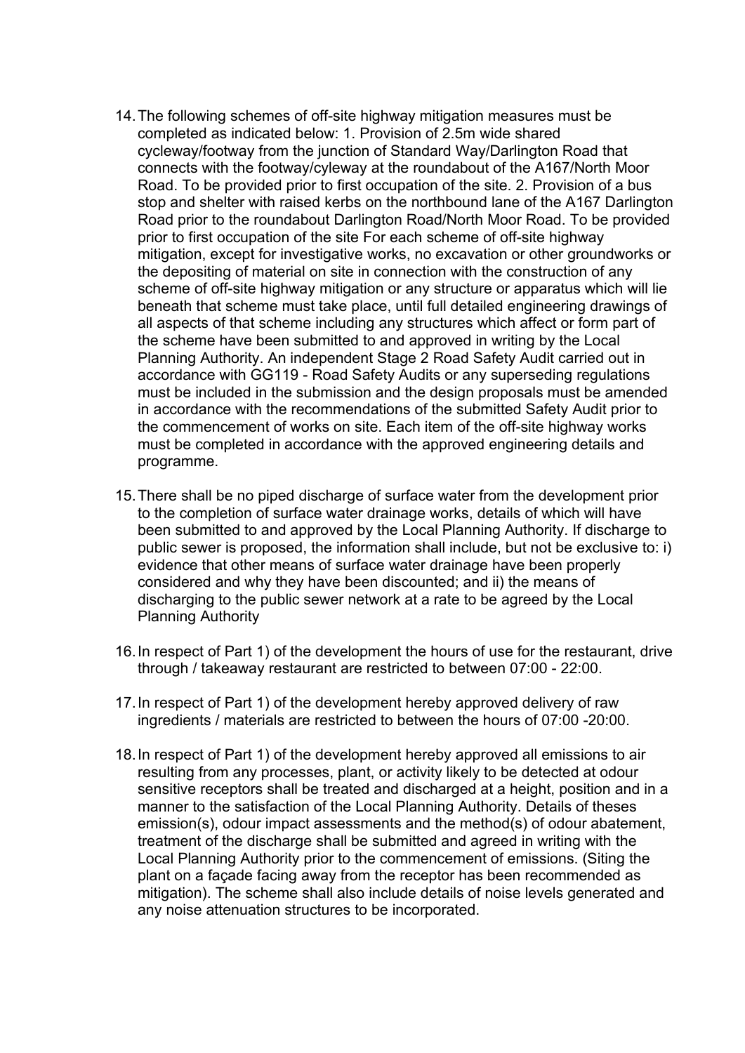14. The following schemes of off-site highway mitigation measures must be completed as indicated below: 1. Provision of 2.5m wide shared cycleway/footway from the junction of Standard Way/Darlington Road that connects with the footway/cyleway at the roundabout of the A167/North Moor Road. To be provided prior to first occupation of the site. 2. Provision of a bus stop and shelter with raised kerbs on the northbound lane of the A167 Darlington Road prior to the roundabout Darlington Road/North Moor Road. To be provided prior to first occupation of the site For each scheme of off-site highway mitigation, except for investigative works, no excavation or other groundworks or the depositing of material on site in connection with the construction of any scheme of off-site highway mitigation or any structure or apparatus which will lie beneath that scheme must take place, until full detailed engineering drawings of all aspects of that scheme including any structures which affect or form part of the scheme have been submitted to and approved in writing by the Local Planning Authority. An independent Stage 2 Road Safety Audit carried out in accordance with GG119 - Road Safety Audits or any superseding regulations must be included in the submission and the design proposals must be amended in accordance with the recommendations of the submitted Safety Audit prior to the commencement of works on site. Each item of the off-site highway works must be completed in accordance with the approved engineering details and programme.

15. There shall be no piped discharge of surface water from the development prior to the completion of surface water drainage works, details of which will have been submitted to and approved by the Local Planning Authority. If discharge to public sewer is proposed, the information shall include, but not be exclusive to: i) evidence that other means of surface water drainage have been properly considered and why they have been discounted; and ii) the means of discharging to the public sewer network at a rate to be agreed by the Local Planning Authority

16. In respect of Part 1) of the development the hours of use for the restaurant, drive through / takeaway restaurant are restricted to between 07:00 - 22:00.

17. In respect of Part 1) of the development hereby approved delivery of raw ingredients / materials are restricted to between the hours of 07:00 -20:00.

18. In respect of Part 1) of the development hereby approved all emissions to air resulting from any processes, plant, or activity likely to be detected at odour sensitive receptors shall be treated and discharged at a height, position and in a manner to the satisfaction of the Local Planning Authority. Details of theses emission(s), odour impact assessments and the method(s) of odour abatement, treatment of the discharge shall be submitted and agreed in writing with the Local Planning Authority prior to the commencement of emissions. (Siting the plant on a façade facing away from the receptor has been recommended as mitigation). The scheme shall also include details of noise levels generated and any noise attenuation structures to be incorporated.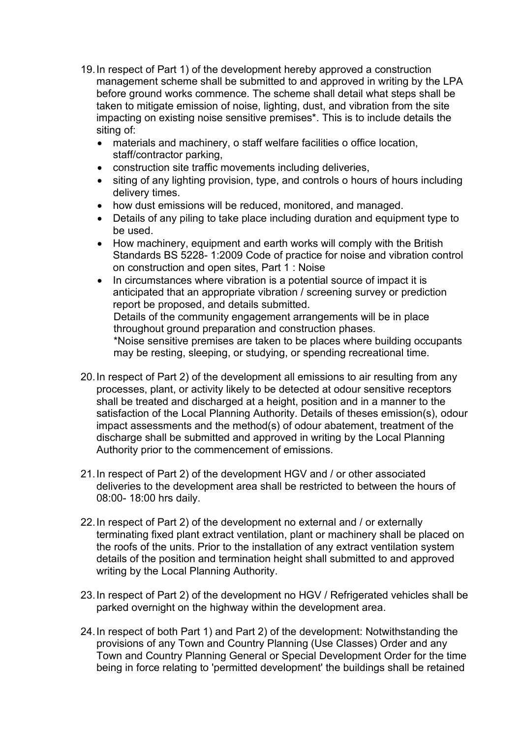19. In respect of Part 1) of the development hereby approved a construction management scheme shall be submitted to and approved in writing by the LPA before ground works commence. The scheme shall detail what steps shall be taken to mitigate emission of noise, lighting, dust, and vibration from the site impacting on existing noise sensitive premises*. This is to include details the siting of:
    - materials and machinery, o staff welfare facilities o office location, staff/contractor parking,
    - construction site traffic movements including deliveries,
    - siting of any lighting provision, type, and controls o hours of hours including delivery times.
    - how dust emissions will be reduced, monitored, and managed.
    - Details of any piling to take place including duration and equipment type to be used.
    - How machinery, equipment and earth works will comply with the British Standards BS 5228- 1:2009 Code of practice for noise and vibration control on construction and open sites, Part 1 : Noise
    - In circumstances where vibration is a potential source of impact it is anticipated that an appropriate vibration / screening survey or prediction report be proposed, and details submitted.
      Details of the community engagement arrangements will be in place throughout ground preparation and construction phases.
      *Noise sensitive premises are taken to be places where building occupants may be resting, sleeping, or studying, or spending recreational time.

20. In respect of Part 2) of the development all emissions to air resulting from any processes, plant, or activity likely to be detected at odour sensitive receptors shall be treated and discharged at a height, position and in a manner to the satisfaction of the Local Planning Authority. Details of theses emission(s), odour impact assessments and the method(s) of odour abatement, treatment of the discharge shall be submitted and approved in writing by the Local Planning Authority prior to the commencement of emissions.

21. In respect of Part 2) of the development HGV and / or other associated deliveries to the development area shall be restricted to between the hours of 08:00- 18:00 hrs daily.

22. In respect of Part 2) of the development no external and / or externally terminating fixed plant extract ventilation, plant or machinery shall be placed on the roofs of the units. Prior to the installation of any extract ventilation system details of the position and termination height shall submitted to and approved writing by the Local Planning Authority.

23. In respect of Part 2) of the development no HGV / Refrigerated vehicles shall be parked overnight on the highway within the development area.

24. In respect of both Part 1) and Part 2) of the development: Notwithstanding the provisions of any Town and Country Planning (Use Classes) Order and any Town and Country Planning General or Special Development Order for the time being in force relating to 'permitted development' the buildings shall be retained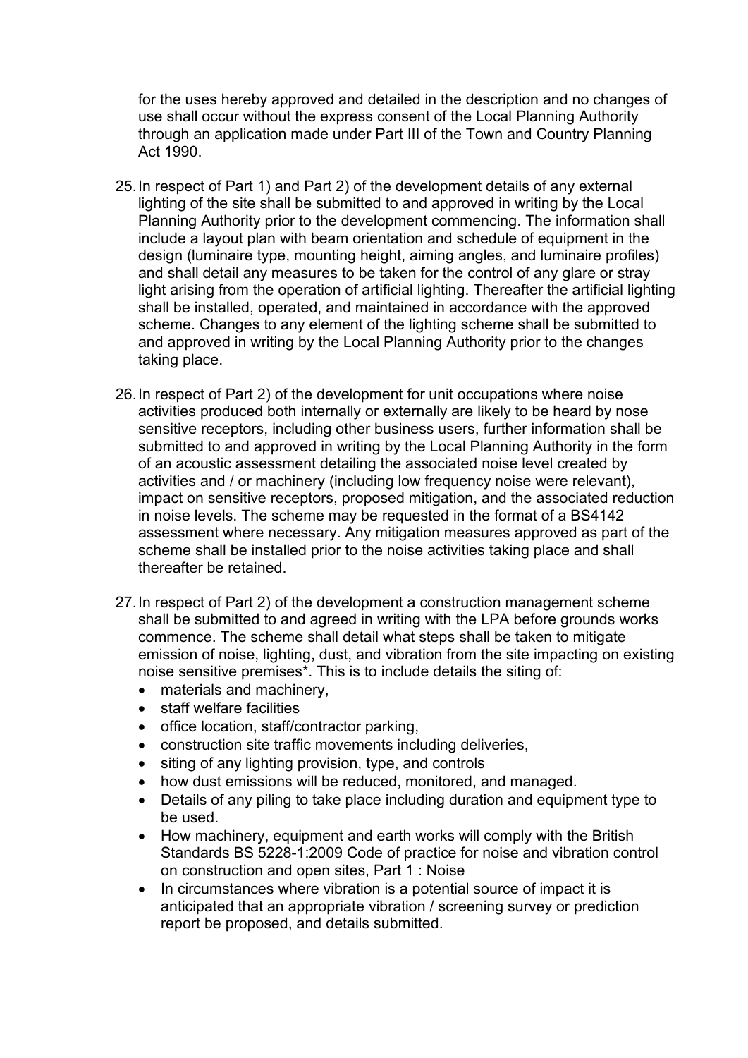for the uses hereby approved and detailed in the description and no changes of use shall occur without the express consent of the Local Planning Authority through an application made under Part III of the Town and Country Planning Act 1990.

25. In respect of Part 1) and Part 2) of the development details of any external lighting of the site shall be submitted to and approved in writing by the Local Planning Authority prior to the development commencing. The information shall include a layout plan with beam orientation and schedule of equipment in the design (luminaire type, mounting height, aiming angles, and luminaire profiles) and shall detail any measures to be taken for the control of any glare or stray light arising from the operation of artificial lighting. Thereafter the artificial lighting shall be installed, operated, and maintained in accordance with the approved scheme. Changes to any element of the lighting scheme shall be submitted to and approved in writing by the Local Planning Authority prior to the changes taking place.

26. In respect of Part 2) of the development for unit occupations where noise activities produced both internally or externally are likely to be heard by nose sensitive receptors, including other business users, further information shall be submitted to and approved in writing by the Local Planning Authority in the form of an acoustic assessment detailing the associated noise level created by activities and / or machinery (including low frequency noise were relevant), impact on sensitive receptors, proposed mitigation, and the associated reduction in noise levels. The scheme may be requested in the format of a BS4142 assessment where necessary. Any mitigation measures approved as part of the scheme shall be installed prior to the noise activities taking place and shall thereafter be retained.

27. In respect of Part 2) of the development a construction management scheme shall be submitted to and agreed in writing with the LPA before grounds works commence. The scheme shall detail what steps shall be taken to mitigate emission of noise, lighting, dust, and vibration from the site impacting on existing noise sensitive premises*. This is to include details the siting of:
    - materials and machinery,
    - staff welfare facilities
    - office location, staff/contractor parking,
    - construction site traffic movements including deliveries,
    - siting of any lighting provision, type, and controls
    - how dust emissions will be reduced, monitored, and managed.
    - Details of any piling to take place including duration and equipment type to be used.
    - How machinery, equipment and earth works will comply with the British Standards BS 5228-1:2009 Code of practice for noise and vibration control on construction and open sites, Part 1 : Noise
    - In circumstances where vibration is a potential source of impact it is anticipated that an appropriate vibration / screening survey or prediction report be proposed, and details submitted.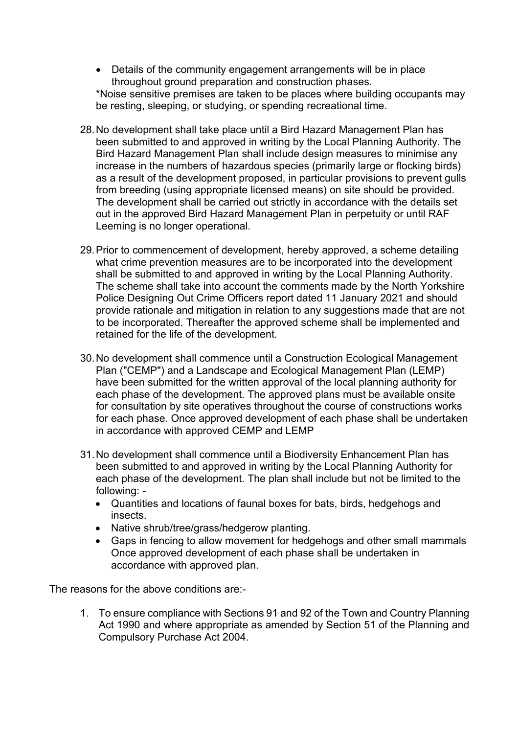- Details of the community engagement arrangements will be in place throughout ground preparation and construction phases.

*Noise sensitive premises are taken to be places where building occupants may be resting, sleeping, or studying, or spending recreational time.

28. No development shall take place until a Bird Hazard Management Plan has been submitted to and approved in writing by the Local Planning Authority. The Bird Hazard Management Plan shall include design measures to minimise any increase in the numbers of hazardous species (primarily large or flocking birds) as a result of the development proposed, in particular provisions to prevent gulls from breeding (using appropriate licensed means) on site should be provided. The development shall be carried out strictly in accordance with the details set out in the approved Bird Hazard Management Plan in perpetuity or until RAF Leeming is no longer operational.

29. Prior to commencement of development, hereby approved, a scheme detailing what crime prevention measures are to be incorporated into the development shall be submitted to and approved in writing by the Local Planning Authority. The scheme shall take into account the comments made by the North Yorkshire Police Designing Out Crime Officers report dated 11 January 2021 and should provide rationale and mitigation in relation to any suggestions made that are not to be incorporated. Thereafter the approved scheme shall be implemented and retained for the life of the development.

30. No development shall commence until a Construction Ecological Management Plan ("CEMP") and a Landscape and Ecological Management Plan (LEMP) have been submitted for the written approval of the local planning authority for each phase of the development. The approved plans must be available onsite for consultation by site operatives throughout the course of constructions works for each phase. Once approved development of each phase shall be undertaken in accordance with approved CEMP and LEMP

31. No development shall commence until a Biodiversity Enhancement Plan has been submitted to and approved in writing by the Local Planning Authority for each phase of the development. The plan shall include but not be limited to the following: -
    - Quantities and locations of faunal boxes for bats, birds, hedgehogs and insects.
    - Native shrub/tree/grass/hedgerow planting.
    - Gaps in fencing to allow movement for hedgehogs and other small mammals Once approved development of each phase shall be undertaken in accordance with approved plan.

The reasons for the above conditions are:-

1. To ensure compliance with Sections 91 and 92 of the Town and Country Planning Act 1990 and where appropriate as amended by Section 51 of the Planning and Compulsory Purchase Act 2004.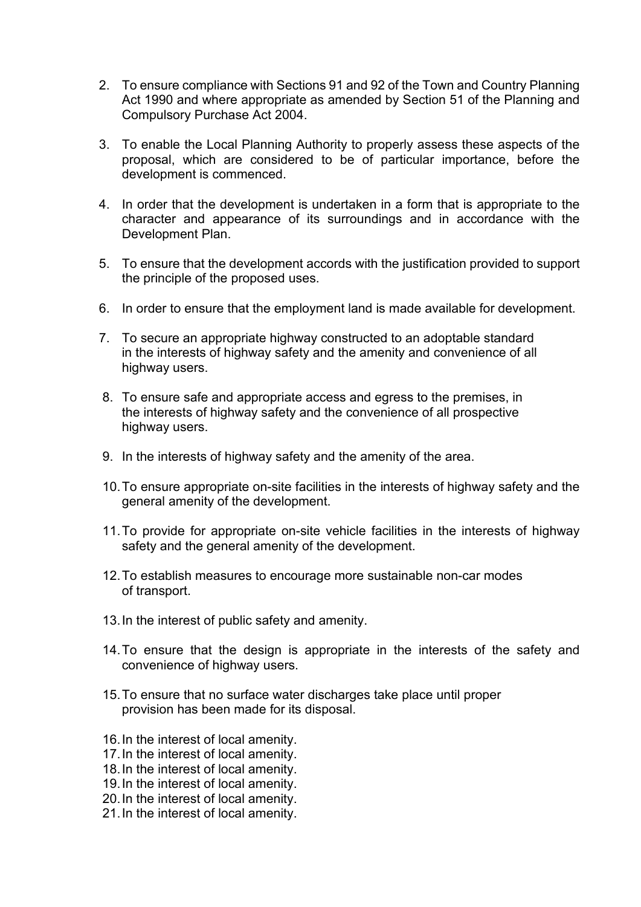2. To ensure compliance with Sections 91 and 92 of the Town and Country Planning Act 1990 and where appropriate as amended by Section 51 of the Planning and Compulsory Purchase Act 2004.

3. To enable the Local Planning Authority to properly assess these aspects of the proposal, which are considered to be of particular importance, before the development is commenced.

4. In order that the development is undertaken in a form that is appropriate to the character and appearance of its surroundings and in accordance with the Development Plan.

5. To ensure that the development accords with the justification provided to support the principle of the proposed uses.

6. In order to ensure that the employment land is made available for development.

7. To secure an appropriate highway constructed to an adoptable standard in the interests of highway safety and the amenity and convenience of all highway users.

8. To ensure safe and appropriate access and egress to the premises, in the interests of highway safety and the convenience of all prospective highway users.

9. In the interests of highway safety and the amenity of the area.

10. To ensure appropriate on-site facilities in the interests of highway safety and the general amenity of the development.

11. To provide for appropriate on-site vehicle facilities in the interests of highway safety and the general amenity of the development.

12. To establish measures to encourage more sustainable non-car modes of transport.

13. In the interest of public safety and amenity.

14. To ensure that the design is appropriate in the interests of the safety and convenience of highway users.

15. To ensure that no surface water discharges take place until proper provision has been made for its disposal.

16. In the interest of local amenity.
17. In the interest of local amenity.
18. In the interest of local amenity.
19. In the interest of local amenity.
20. In the interest of local amenity.
21. In the interest of local amenity.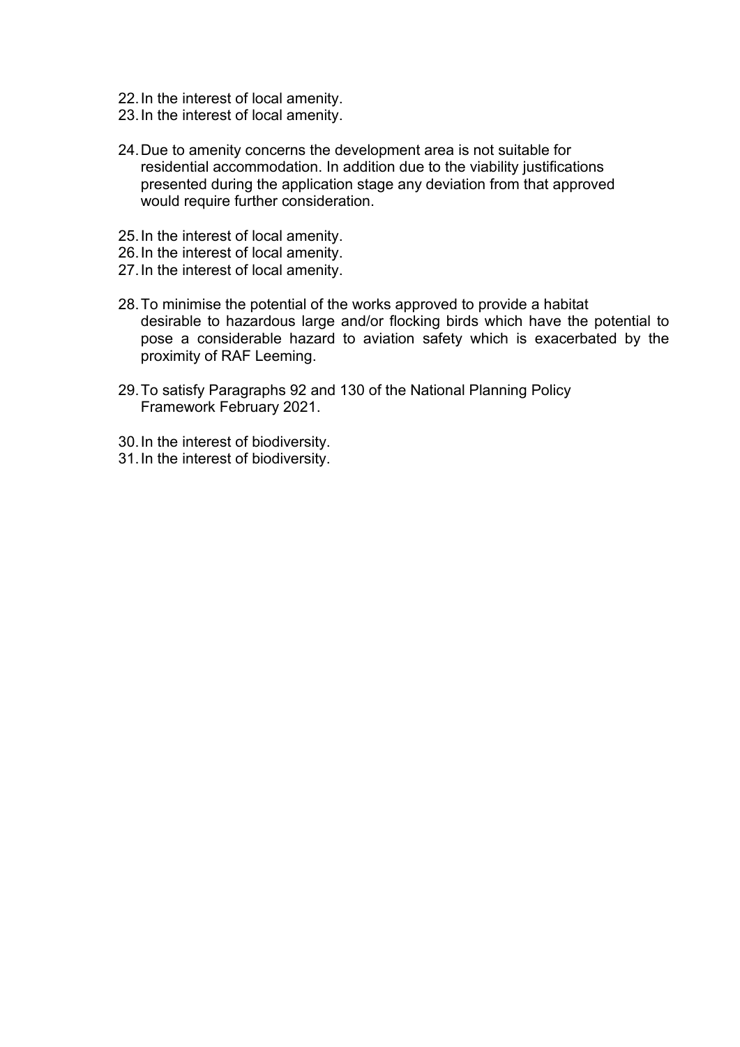22. In the interest of local amenity.
23. In the interest of local amenity.

24. Due to amenity concerns the development area is not suitable for residential accommodation. In addition due to the viability justifications presented during the application stage any deviation from that approved would require further consideration.

25. In the interest of local amenity.
26. In the interest of local amenity.
27. In the interest of local amenity.

28. To minimise the potential of the works approved to provide a habitat desirable to hazardous large and/or flocking birds which have the potential to pose a considerable hazard to aviation safety which is exacerbated by the proximity of RAF Leeming.

29. To satisfy Paragraphs 92 and 130 of the National Planning Policy Framework February 2021.

30. In the interest of biodiversity.
31. In the interest of biodiversity.